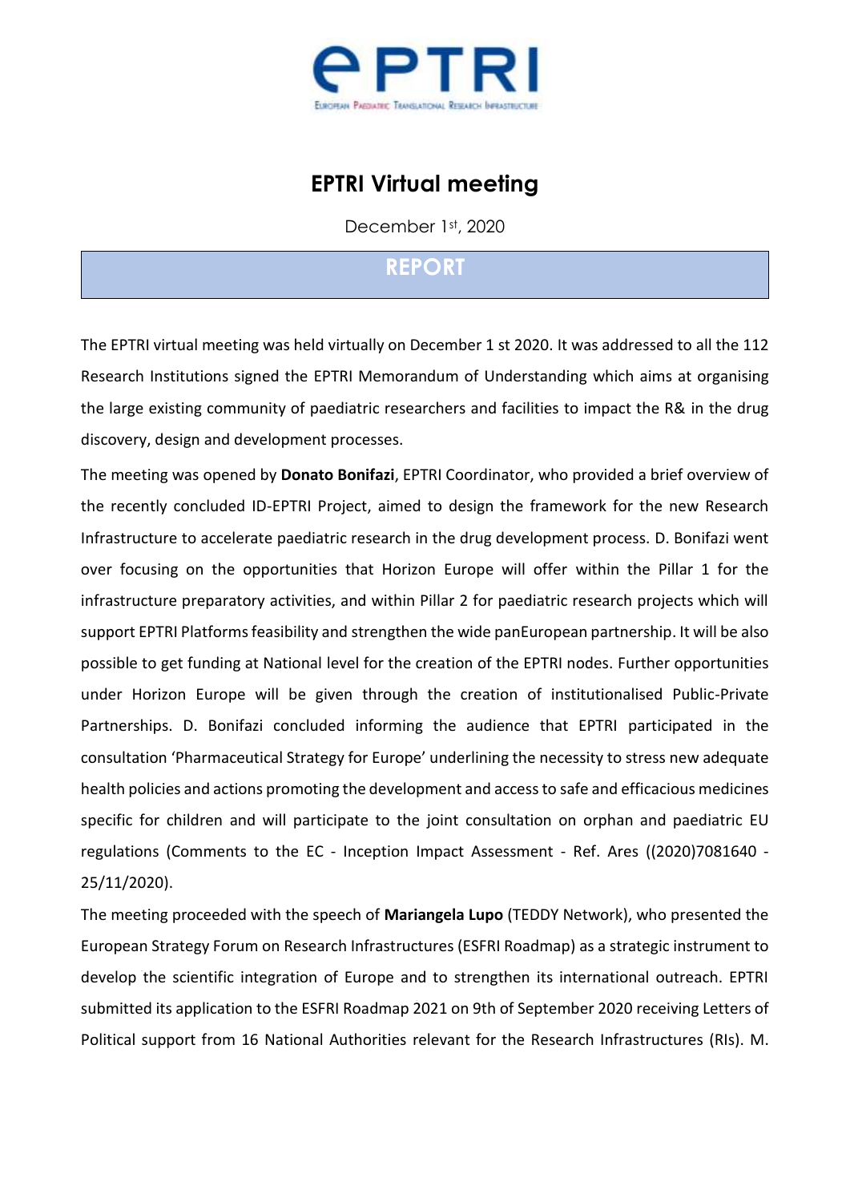# EPTRI Virtual meeting

December 1st, 2020

## REPORT

The EPTRI virtual meeting was held virtually on December 1 st 2020. It was addressed to all the 112 Research Institutions signed the EPTRI Memorandum of Understanding which aims at organising the large existing community of paediatric researchers and facilities to impact the R& in the drug discovery, design and development processes.

The meeting was opened by **Donato Bonifazi**, EPTRI Coordinator, who provided a brief overview of the recently concluded ID-EPTRI Project, aimed to design the framework for the new Research Infrastructure to accelerate paediatric research in the drug development process. D. Bonifazi went over focusing on the opportunities that Horizon Europe will offer within the Pillar 1 for the infrastructure preparatory activities, and within Pillar 2 for paediatric research projects which will support EPTRI Platforms feasibility and strengthen the wide panEuropean partnership. It will be also possible to get funding at National level for the creation of the EPTRI nodes. Further opportunities under Horizon Europe will be given through the creation of institutionalised Public-Private Partnerships. D. Bonifazi concluded informing the audience that EPTRI participated in the consultation 'Pharmaceutical Strategy for Europe' underlining the necessity to stress new adequate health policies and actions promoting the development and access to safe and efficacious medicines specific for children and will participate to the joint consultation on orphan and paediatric EU regulations (Comments to the EC - Inception Impact Assessment - Ref. Ares ((2020)7081640 - 25/11/2020).

The meeting proceeded with the speech of **Mariangela Lupo** (TEDDY Network), who presented the European Strategy Forum on Research Infrastructures (ESFRI Roadmap) as a strategic instrument to develop the scientific integration of Europe and to strengthen its international outreach. EPTRI submitted its application to the ESFRI Roadmap 2021 on 9th of September 2020 receiving Letters of Political support from 16 National Authorities relevant for the Research Infrastructures (RIs). M.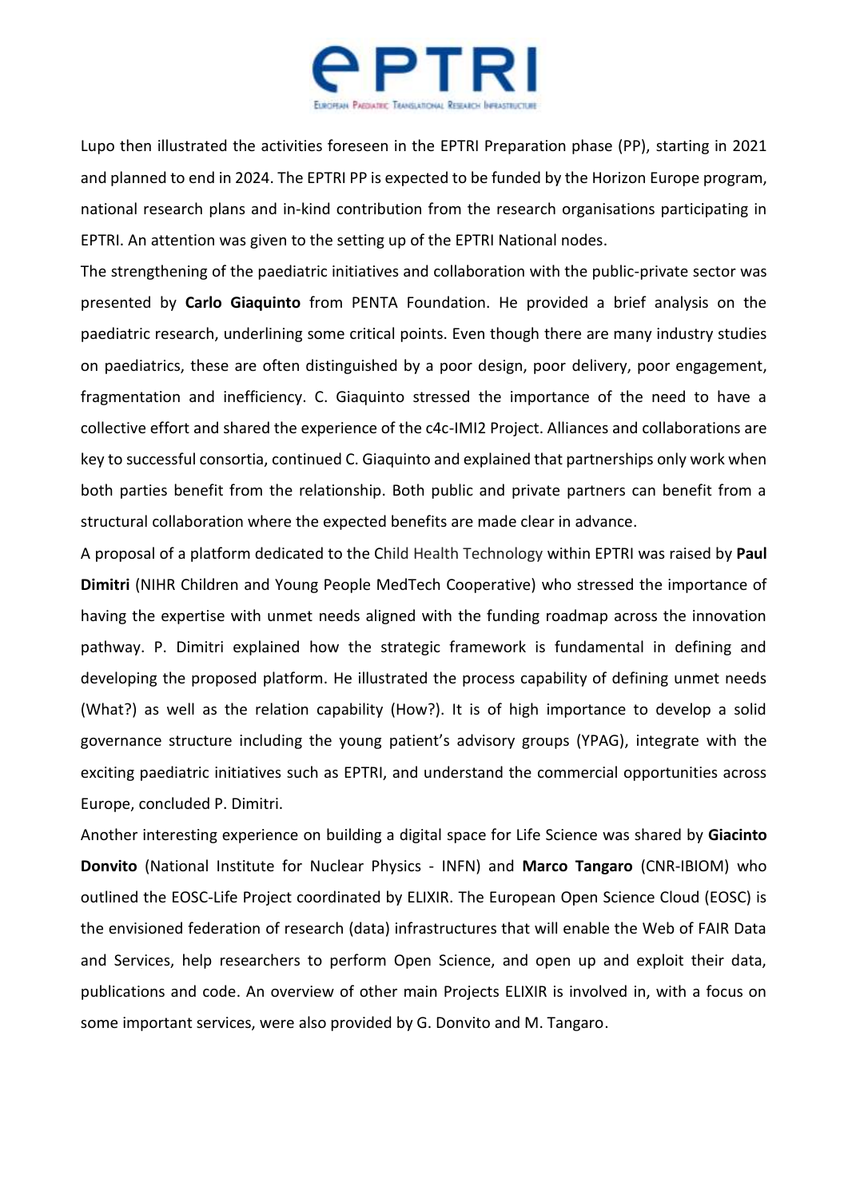Lupo then illustrated the activities foreseen in the EPTRI Preparation phase (PP), starting in 2021 and planned to end in 2024. The EPTRI PP is expected to be funded by the Horizon Europe program, national research plans and in-kind contribution from the research organisations participating in EPTRI. An attention was given to the setting up of the EPTRI National nodes.

The strengthening of the paediatric initiatives and collaboration with the public-private sector was presented by **Carlo Giaquinto** from PENTA Foundation. He provided a brief analysis on the paediatric research, underlining some critical points. Even though there are many industry studies on paediatrics, these are often distinguished by a poor design, poor delivery, poor engagement, fragmentation and inefficiency. C. Giaquinto stressed the importance of the need to have a collective effort and shared the experience of the c4c-IMI2 Project. Alliances and collaborations are key to successful consortia, continued C. Giaquinto and explained that partnerships only work when both parties benefit from the relationship. Both public and private partners can benefit from a structural collaboration where the expected benefits are made clear in advance.

A proposal of a platform dedicated to the Child Health Technology within EPTRI was raised by **Paul Dimitri** (NIHR Children and Young People MedTech Cooperative) who stressed the importance of having the expertise with unmet needs aligned with the funding roadmap across the innovation pathway. P. Dimitri explained how the strategic framework is fundamental in defining and developing the proposed platform. He illustrated the process capability of defining unmet needs (What?) as well as the relation capability (How?). It is of high importance to develop a solid governance structure including the young patient's advisory groups (YPAG), integrate with the exciting paediatric initiatives such as EPTRI, and understand the commercial opportunities across Europe, concluded P. Dimitri.

Another interesting experience on building a digital space for Life Science was shared by **Giacinto Donvito** (National Institute for Nuclear Physics - INFN) and **Marco Tangaro** (CNR-IBIOM) who outlined the EOSC-Life Project coordinated by ELIXIR. The European Open Science Cloud (EOSC) is the envisioned federation of research (data) infrastructures that will enable the Web of FAIR Data and Services, help researchers to perform Open Science, and open up and exploit their data, publications and code. An overview of other main Projects ELIXIR is involved in, with a focus on some important services, were also provided by G. Donvito and M. Tangaro.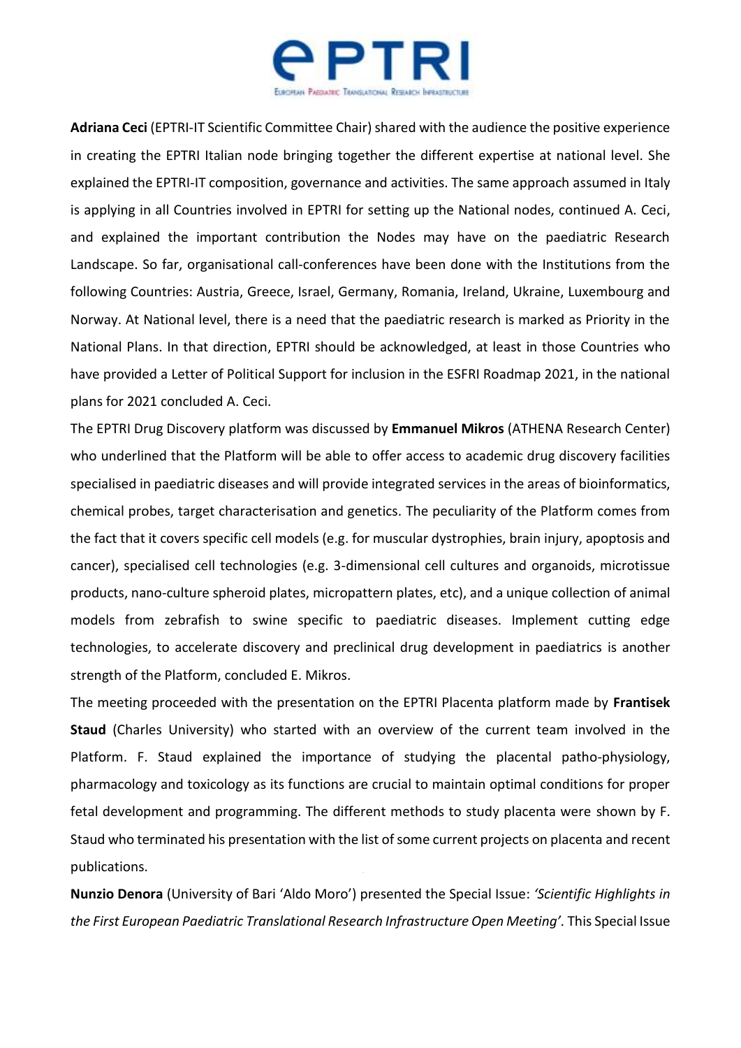**Adriana Ceci** (EPTRI-IT Scientific Committee Chair) shared with the audience the positive experience in creating the EPTRI Italian node bringing together the different expertise at national level. She explained the EPTRI-IT composition, governance and activities. The same approach assumed in Italy is applying in all Countries involved in EPTRI for setting up the National nodes, continued A. Ceci, and explained the important contribution the Nodes may have on the paediatric Research Landscape. So far, organisational call-conferences have been done with the Institutions from the following Countries: Austria, Greece, Israel, Germany, Romania, Ireland, Ukraine, Luxembourg and Norway. At National level, there is a need that the paediatric research is marked as Priority in the National Plans. In that direction, EPTRI should be acknowledged, at least in those Countries who have provided a Letter of Political Support for inclusion in the ESFRI Roadmap 2021, in the national plans for 2021 concluded A. Ceci.

The EPTRI Drug Discovery platform was discussed by **Emmanuel Mikros** (ATHENA Research Center) who underlined that the Platform will be able to offer access to academic drug discovery facilities specialised in paediatric diseases and will provide integrated services in the areas of bioinformatics, chemical probes, target characterisation and genetics. The peculiarity of the Platform comes from the fact that it covers specific cell models (e.g. for muscular dystrophies, brain injury, apoptosis and cancer), specialised cell technologies (e.g. 3-dimensional cell cultures and organoids, microtissue products, nano-culture spheroid plates, micropattern plates, etc), and a unique collection of animal models from zebrafish to swine specific to paediatric diseases. Implement cutting edge technologies, to accelerate discovery and preclinical drug development in paediatrics is another strength of the Platform, concluded E. Mikros.

The meeting proceeded with the presentation on the EPTRI Placenta platform made by **Frantisek Staud** (Charles University) who started with an overview of the current team involved in the Platform. F. Staud explained the importance of studying the placental patho-physiology, pharmacology and toxicology as its functions are crucial to maintain optimal conditions for proper fetal development and programming. The different methods to study placenta were shown by F. Staud who terminated his presentation with the list of some current projects on placenta and recent publications.

**Nunzio Denora** (University of Bari 'Aldo Moro') presented the Special Issue: *'Scientific Highlights in the First European Paediatric Translational Research Infrastructure Open Meeting'*. This Special Issue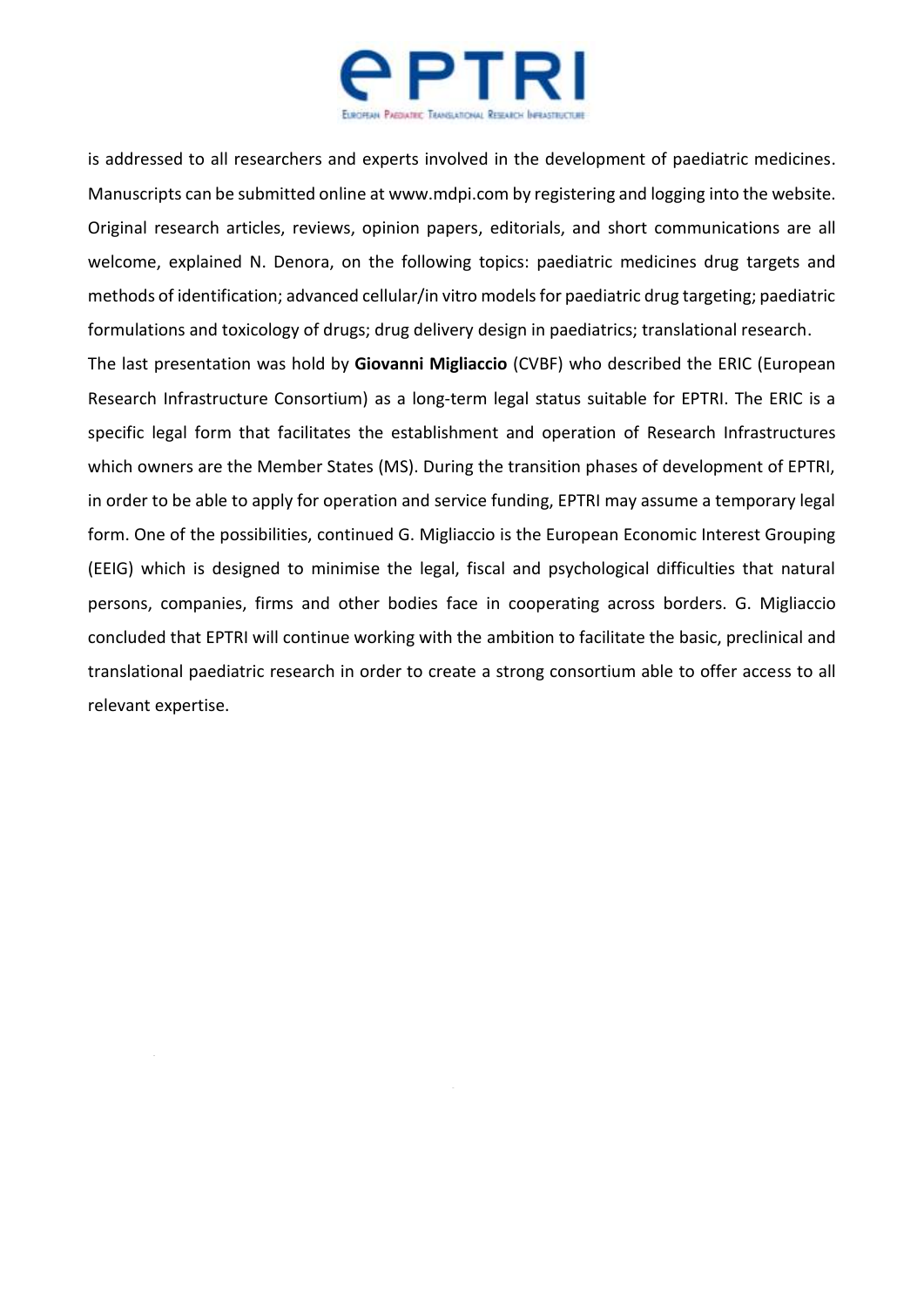is addressed to all researchers and experts involved in the development of paediatric medicines. Manuscripts can be submitted online at www.mdpi.com by registering and logging into the website. Original research articles, reviews, opinion papers, editorials, and short communications are all welcome, explained N. Denora, on the following topics: paediatric medicines drug targets and methods of identification; advanced cellular/in vitro models for paediatric drug targeting; paediatric formulations and toxicology of drugs; drug delivery design in paediatrics; translational research.

The last presentation was hold by **Giovanni Migliaccio** (CVBF) who described the ERIC (European Research Infrastructure Consortium) as a long-term legal status suitable for EPTRI. The ERIC is a specific legal form that facilitates the establishment and operation of Research Infrastructures which owners are the Member States (MS). During the transition phases of development of EPTRI, in order to be able to apply for operation and service funding, EPTRI may assume a temporary legal form. One of the possibilities, continued G. Migliaccio is the European Economic Interest Grouping (EEIG) which is designed to minimise the legal, fiscal and psychological difficulties that natural persons, companies, firms and other bodies face in cooperating across borders. G. Migliaccio concluded that EPTRI will continue working with the ambition to facilitate the basic, preclinical and translational paediatric research in order to create a strong consortium able to offer access to all relevant expertise.